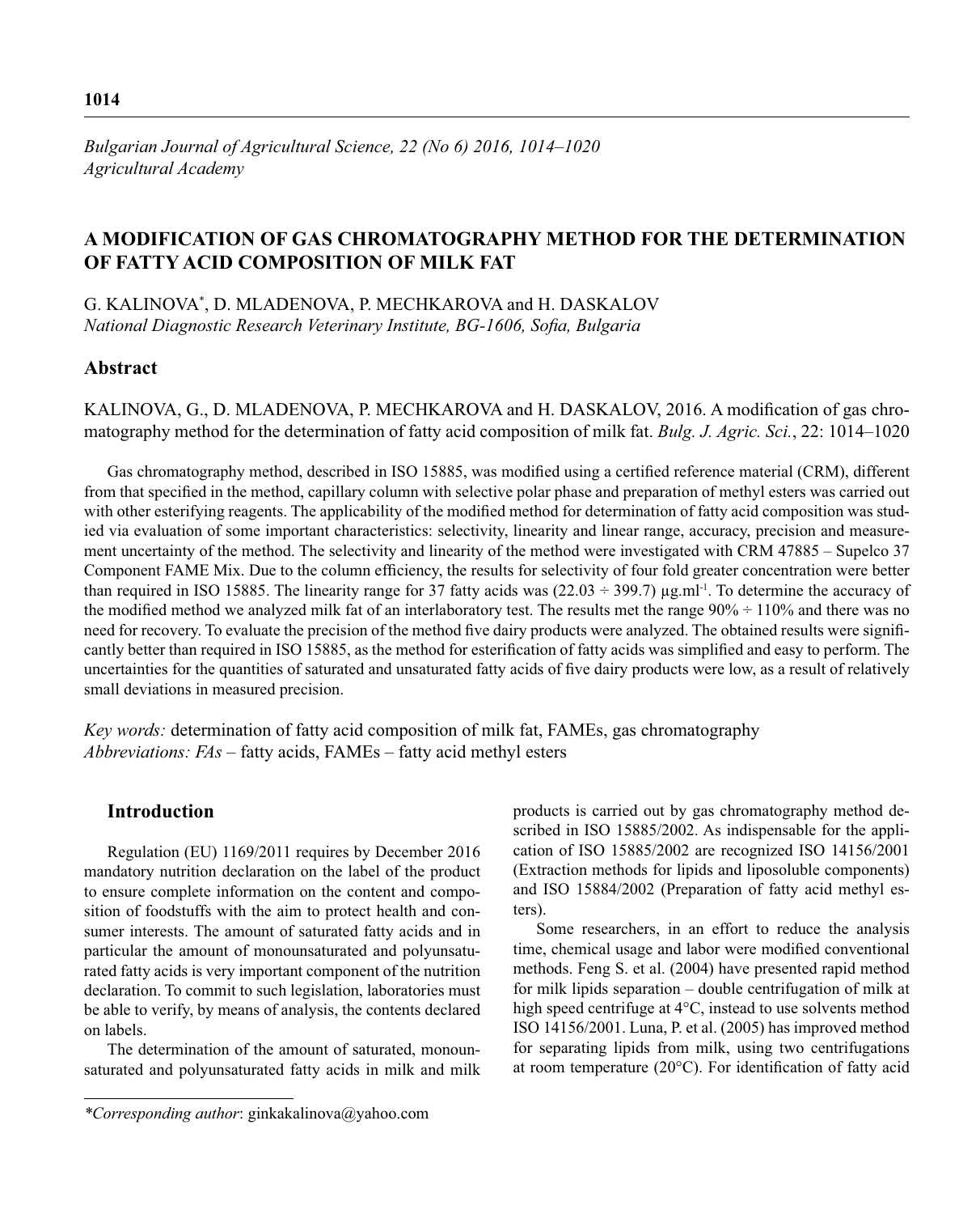*Bulgarian Journal of Agricultural Science, 22 (No 6) 2016, 1014–1020*
*Agricultural Academy*

# A MODIFICATION OF GAS CHROMATOGRAPHY METHOD FOR THE DETERMINATION OF FATTY ACID COMPOSITION OF MILK FAT

G. KALINOVA*, D. MLADENOVA, P. MECHKAROVA and H. DASKALOV
*National Diagnostic Research Veterinary Institute, BG-1606, Sofia, Bulgaria*

## Abstract

KALINOVA, G., D. MLADENOVA, P. MECHKAROVA and H. DASKALOV, 2016. A modification of gas chromatography method for the determination of fatty acid composition of milk fat. *Bulg. J. Agric. Sci.*, 22: 1014–1020

Gas chromatography method, described in ISO 15885, was modified using a certified reference material (CRM), different from that specified in the method, capillary column with selective polar phase and preparation of methyl esters was carried out with other esterifying reagents. The applicability of the modified method for determination of fatty acid composition was studied via evaluation of some important characteristics: selectivity, linearity and linear range, accuracy, precision and measurement uncertainty of the method. The selectivity and linearity of the method were investigated with CRM 47885 – Supelco 37 Component FAME Mix. Due to the column efficiency, the results for selectivity of four fold greater concentration were better than required in ISO 15885. The linearity range for 37 fatty acids was (22.03 ÷ 399.7) μg.ml$^{-1}$. To determine the accuracy of the modified method we analyzed milk fat of an interlaboratory test. The results met the range 90% ÷ 110% and there was no need for recovery. To evaluate the precision of the method five dairy products were analyzed. The obtained results were significantly better than required in ISO 15885, as the method for esterification of fatty acids was simplified and easy to perform. The uncertainties for the quantities of saturated and unsaturated fatty acids of five dairy products were low, as a result of relatively small deviations in measured precision.

*Key words:* determination of fatty acid composition of milk fat, FAMEs, gas chromatography
*Abbreviations: FAs* – fatty acids, *FAMEs* – fatty acid methyl esters

## Introduction

Regulation (EU) 1169/2011 requires by December 2016 mandatory nutrition declaration on the label of the product to ensure complete information on the content and composition of foodstuffs with the aim to protect health and consumer interests. The amount of saturated fatty acids and in particular the amount of monounsaturated and polyunsaturated fatty acids is very important component of the nutrition declaration. To commit to such legislation, laboratories must be able to verify, by means of analysis, the contents declared on labels.

The determination of the amount of saturated, monounsaturated and polyunsaturated fatty acids in milk and milk products is carried out by gas chromatography method described in ISO 15885/2002. As indispensable for the application of ISO 15885/2002 are recognized ISO 14156/2001 (Extraction methods for lipids and liposoluble components) and ISO 15884/2002 (Preparation of fatty acid methyl esters).

Some researchers, in an effort to reduce the analysis time, chemical usage and labor were modified conventional methods. Feng S. et al. (2004) have presented rapid method for milk lipids separation – double centrifugation of milk at high speed centrifuge at 4°C, instead to use solvents method ISO 14156/2001. Luna, P. et al. (2005) has improved method for separating lipids from milk, using two centrifugations at room temperature (20°C). For identification of fatty acid

*\*Corresponding author*: ginkakalinova@yahoo.com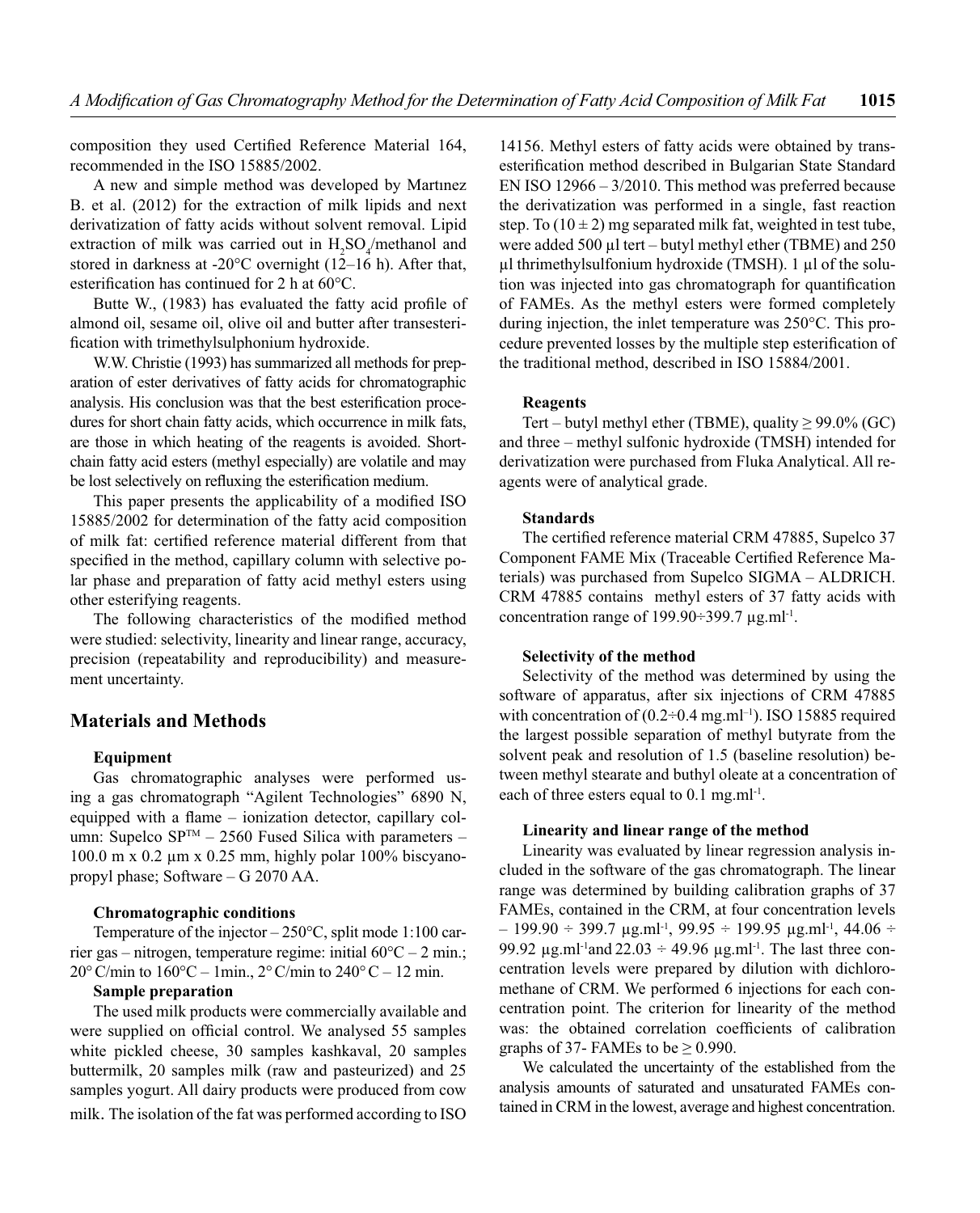composition they used Certified Reference Material 164, recommended in the ISO 15885/2002.

A new and simple method was developed by Martınez B. et al. (2012) for the extraction of milk lipids and next derivatization of fatty acids without solvent removal. Lipid extraction of milk was carried out in $H_2SO_4$/methanol and stored in darkness at -20°C overnight (12–16 h). After that, esterification has continued for 2 h at 60°C.

Butte W., (1983) has evaluated the fatty acid profile of almond oil, sesame oil, olive oil and butter after transesterification with trimethylsulphonium hydroxide.

W.W. Christie (1993) has summarized all methods for preparation of ester derivatives of fatty acids for chromatographic analysis. His conclusion was that the best esterification procedures for short chain fatty acids, which occurrence in milk fats, are those in which heating of the reagents is avoided. Short-chain fatty acid esters (methyl especially) are volatile and may be lost selectively on refluxing the esterification medium.

This paper presents the applicability of a modified ISO 15885/2002 for determination of the fatty acid composition of milk fat: certified reference material different from that specified in the method, capillary column with selective polar phase and preparation of fatty acid methyl esters using other esterifying reagents.

The following characteristics of the modified method were studied: selectivity, linearity and linear range, accuracy, precision (repeatability and reproducibility) and measurement uncertainty.

## Materials and Methods

### Equipment

Gas chromatographic analyses were performed using a gas chromatograph "Agilent Technologies" 6890 N, equipped with a flame – ionization detector, capillary column: Supelco SP™ – 2560 Fused Silica with parameters – 100.0 m x 0.2 µm x 0.25 mm, highly polar 100% biscyanopropyl phase; Software – G 2070 AA.

### Chromatographic conditions

Temperature of the injector – 250°C, split mode 1:100 carrier gas – nitrogen, temperature regime: initial 60°C – 2 min.; 20° C/min to 160°C – 1min., 2° C/min to 240° C – 12 min.

### Sample preparation

The used milk products were commercially available and were supplied on official control. We analysed 55 samples white pickled cheese, 30 samples kashkaval, 20 samples buttermilk, 20 samples milk (raw and pasteurized) and 25 samples yogurt. All dairy products were produced from cow milk. The isolation of the fat was performed according to ISO 14156. Methyl esters of fatty acids were obtained by transesterification method described in Bulgarian State Standard EN ISO 12966 – 3/2010. This method was preferred because the derivatization was performed in a single, fast reaction step. To (10 ± 2) mg separated milk fat, weighted in test tube, were added 500 µl tert – butyl methyl ether (TBME) and 250 µl thrimethylsulfonium hydroxide (TMSH). 1 µl of the solution was injected into gas chromatograph for quantification of FAMEs. As the methyl esters were formed completely during injection, the inlet temperature was 250°C. This procedure prevented losses by the multiple step esterification of the traditional method, described in ISO 15884/2001.

### Reagents

Tert – butyl methyl ether (TBME), quality ≥ 99.0% (GC) and three – methyl sulfonic hydroxide (TMSH) intended for derivatization were purchased from Fluka Analytical. All reagents were of analytical grade.

### Standards

The certified reference material CRM 47885, Supelco 37 Component FAME Mix (Traceable Certified Reference Materials) was purchased from Supelco SIGMA – ALDRICH. CRM 47885 contains methyl esters of 37 fatty acids with concentration range of 199.90÷399.7 µg.ml$^{-1}$.

### Selectivity of the method

Selectivity of the method was determined by using the software of apparatus, after six injections of CRM 47885 with concentration of (0.2÷0.4 mg.ml$^{-1}$). ISO 15885 required the largest possible separation of methyl butyrate from the solvent peak and resolution of 1.5 (baseline resolution) between methyl stearate and buthyl oleate at a concentration of each of three esters equal to 0.1 mg.ml$^{-1}$.

### Linearity and linear range of the method

Linearity was evaluated by linear regression analysis included in the software of the gas chromatograph. The linear range was determined by building calibration graphs of 37 FAMEs, contained in the CRM, at four concentration levels – 199.90 ÷ 399.7 µg.ml$^{-1}$, 99.95 ÷ 199.95 µg.ml$^{-1}$, 44.06 ÷ 99.92 µg.ml$^{-1}$and 22.03 ÷ 49.96 µg.ml$^{-1}$. The last three concentration levels were prepared by dilution with dichloromethane of CRM. We performed 6 injections for each concentration point. The criterion for linearity of the method was: the obtained correlation coefficients of calibration graphs of 37- FAMEs to be ≥ 0.990.

We calculated the uncertainty of the established from the analysis amounts of saturated and unsaturated FAMEs contained in CRM in the lowest, average and highest concentration.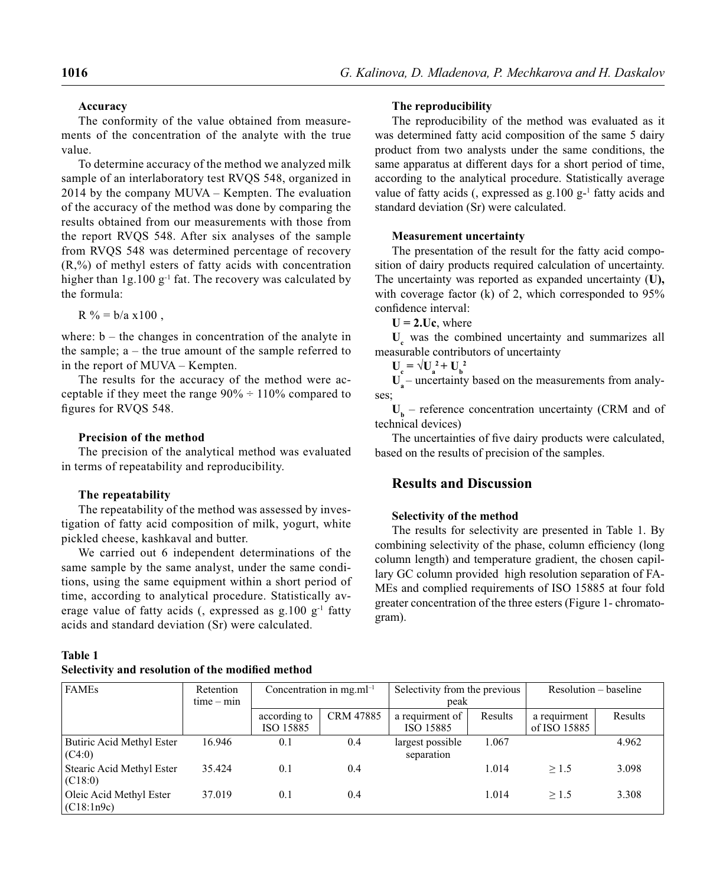#### Accuracy

The conformity of the value obtained from measurements of the concentration of the analyte with the true value.

To determine accuracy of the method we analyzed milk sample of an interlaboratory test RVQS 548, organized in 2014 by the company MUVA – Kempten. The evaluation of the accuracy of the method was done by comparing the results obtained from our measurements with those from the report RVQS 548. After six analyses of the sample from RVQS 548 was determined percentage of recovery (R,%) of methyl esters of fatty acids with concentration higher than 1g.100 $g^{-1}$ fat. The recovery was calculated by the formula:

R % = b/a x100 ,

where: b – the changes in concentration of the analyte in the sample; a – the true amount of the sample referred to in the report of MUVA – Kempten.

The results for the accuracy of the method were acceptable if they meet the range 90% ÷ 110% compared to figures for RVQS 548.

#### Precision of the method

The precision of the analytical method was evaluated in terms of repeatability and reproducibility.

#### The repeatability

The repeatability of the method was assessed by investigation of fatty acid composition of milk, yogurt, white pickled cheese, kashkaval and butter.

We carried out 6 independent determinations of the same sample by the same analyst, under the same conditions, using the same equipment within a short period of time, according to analytical procedure. Statistically average value of fatty acids (, expressed as g.100 $g^{-1}$ fatty acids and standard deviation (Sr) were calculated.

#### The reproducibility

The reproducibility of the method was evaluated as it was determined fatty acid composition of the same 5 dairy product from two analysts under the same conditions, the same apparatus at different days for a short period of time, according to the analytical procedure. Statistically average value of fatty acids (, expressed as g.100 $g^{-1}$ fatty acids and standard deviation (Sr) were calculated.

#### Measurement uncertainty

The presentation of the result for the fatty acid composition of dairy products required calculation of uncertainty. The uncertainty was reported as expanded uncertainty (**U),** with coverage factor (k) of 2, which corresponded to 95% confidence interval:

$\mathbf{U = 2.U_c}$, where

$U_c$ was the combined uncertainty and summarizes all measurable contributors of uncertainty

$$\mathbf{U_c = \sqrt{U_a^2 + U_b^2}}$$

$U_a$ – uncertainty based on the measurements from analyses;

$U_b$ – reference concentration uncertainty (CRM and of technical devices)

The uncertainties of five dairy products were calculated, based on the results of precision of the samples.

## Results and Discussion

#### Selectivity of the method

The results for selectivity are presented in Table 1. By combining selectivity of the phase, column efficiency (long column length) and temperature gradient, the chosen capillary GC column provided high resolution separation of FAMEs and complied requirements of ISO 15885 at four fold greater concentration of the three esters (Figure 1- chromatogram).

**Table 1**
**Selectivity and resolution of the modified method**

| FAMEs | Retention time – min | Concentration in mg.ml$^{-1}$ | | Selectivity from the previous peak | | Resolution – baseline | |
|---|---|---|---|---|---|---|---|
| | | according to ISO 15885 | CRM 47885 | a requirment of ISO 15885 | Results | a requirment of ISO 15885 | Results |
| Butiric Acid Methyl Ester (C4:0) | 16.946 | 0.1 | 0.4 | largest possible separation | 1.067 | | 4.962 |
| Stearic Acid Methyl Ester (C18:0) | 35.424 | 0.1 | 0.4 | | 1.014 | ≥ 1.5 | 3.098 |
| Oleic Acid Methyl Ester (C18:1n9c) | 37.019 | 0.1 | 0.4 | | 1.014 | ≥ 1.5 | 3.308 |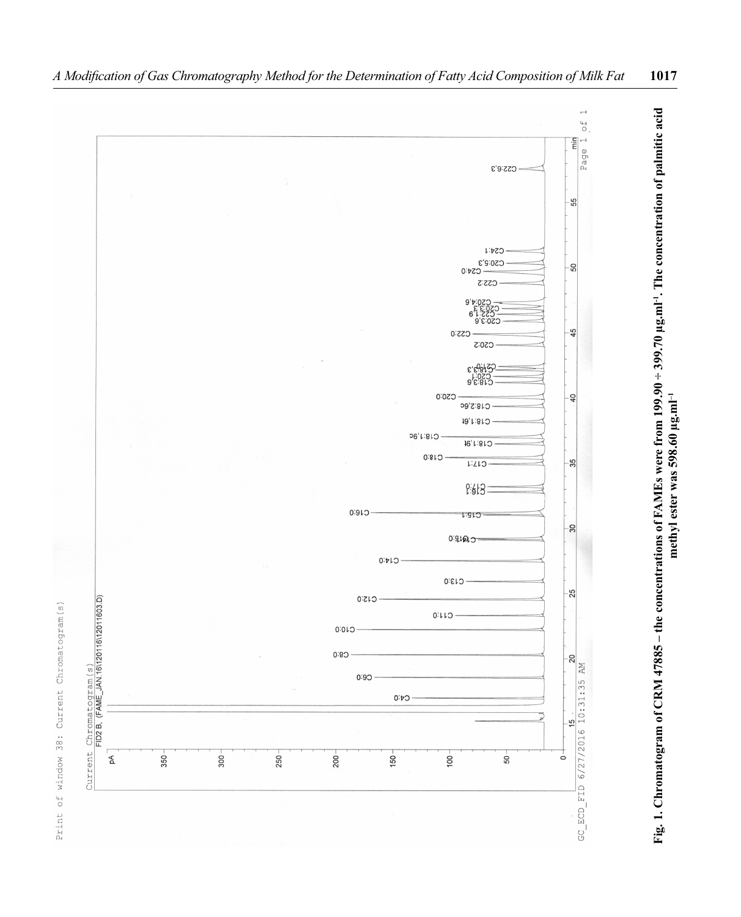**Fig. 1. Chromatogram of CRM 47885 – the concentrations of FAMEs were from 199.90 ÷ 399.70 μg.ml$^{-1}$. The concentration of palmitic acid methyl ester was 598.60 μg.ml$^{-1}$**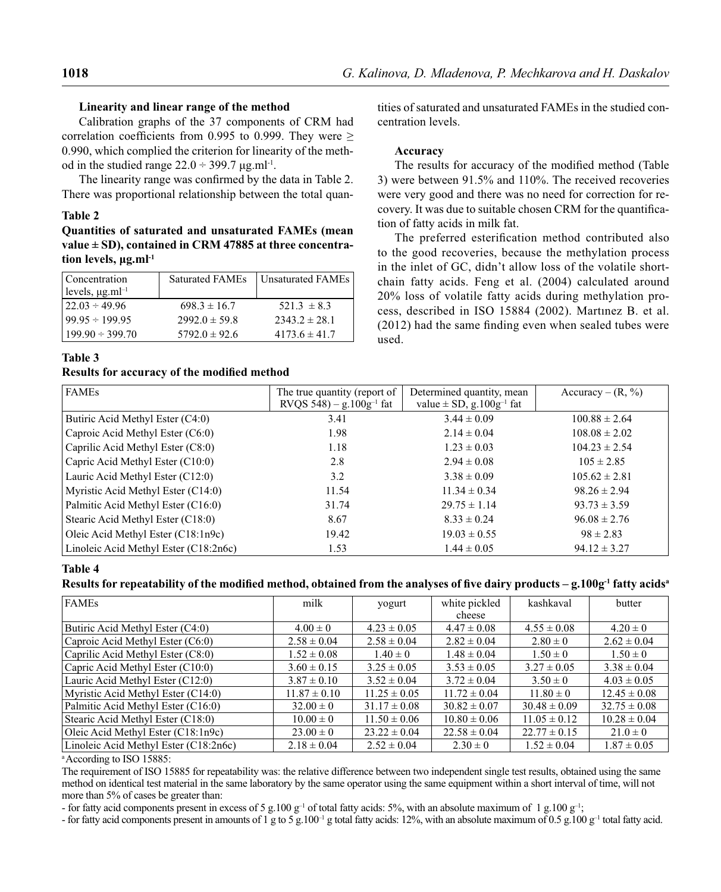### Linearity and linear range of the method

Calibration graphs of the 37 components of CRM had correlation coefficients from 0.995 to 0.999. They were ≥ 0.990, which complied the criterion for linearity of the method in the studied range 22.0 ÷ 399.7 μg.ml$^{-1}$.

The linearity range was confirmed by the data in Table 2. There was proportional relationship between the total quantities of saturated and unsaturated FAMEs in the studied concentration levels.

**Table 2**

**Quantities of saturated and unsaturated FAMEs (mean value ± SD), contained in CRM 47885 at three concentration levels, μg.ml$^{-1}$**

| Concentration levels, μg.ml$^{-1}$ | Saturated FAMEs | Unsaturated FAMEs |
|---|---|---|
| 22.03 ÷ 49.96 | 698.3 ± 16.7 | 521.3 ± 8.3 |
| 99.95 ÷ 199.95 | 2992.0 ± 59.8 | 2343.2 ± 28.1 |
| 199.90 ÷ 399.70 | 5792.0 ± 92.6 | 4173.6 ± 41.7 |

### Accuracy

The results for accuracy of the modified method (Table 3) were between 91.5% and 110%. The received recoveries were very good and there was no need for correction for recovery. It was due to suitable chosen CRM for the quantification of fatty acids in milk fat.

The preferred esterification method contributed also to the good recoveries, because the methylation process in the inlet of GC, didn't allow loss of the volatile short-chain fatty acids. Feng et al. (2004) calculated around 20% loss of volatile fatty acids during methylation process, described in ISO 15884 (2002). Martınez B. et al. (2012) had the same finding even when sealed tubes were used.

**Table 3**

**Results for accuracy of the modified method**

| FAMEs | The true quantity (report of RVQS 548) – g.100g$^{-1}$ fat | Determined quantity, mean value ± SD, g.100g$^{-1}$ fat | Accuracy – (R, %) |
|---|---|---|---|
| Butiric Acid Methyl Ester (C4:0) | 3.41 | 3.44 ± 0.09 | 100.88 ± 2.64 |
| Caproic Acid Methyl Ester (C6:0) | 1.98 | 2.14 ± 0.04 | 108.08 ± 2.02 |
| Caprilic Acid Methyl Ester (C8:0) | 1.18 | 1.23 ± 0.03 | 104.23 ± 2.54 |
| Capric Acid Methyl Ester (C10:0) | 2.8 | 2.94 ± 0.08 | 105 ± 2.85 |
| Lauric Acid Methyl Ester (C12:0) | 3.2 | 3.38 ± 0.09 | 105.62 ± 2.81 |
| Myristic Acid Methyl Ester (C14:0) | 11.54 | 11.34 ± 0.34 | 98.26 ± 2.94 |
| Palmitic Acid Methyl Ester (C16:0) | 31.74 | 29.75 ± 1.14 | 93.73 ± 3.59 |
| Stearic Acid Methyl Ester (C18:0) | 8.67 | 8.33 ± 0.24 | 96.08 ± 2.76 |
| Oleic Acid Methyl Ester (C18:1n9c) | 19.42 | 19.03 ± 0.55 | 98 ± 2.83 |
| Linoleic Acid Methyl Ester (C18:2n6c) | 1.53 | 1.44 ± 0.05 | 94.12 ± 3.27 |

**Table 4**

**Results for repeatability of the modified method, obtained from the analyses of five dairy products – g.100g$^{-1}$ fatty acids[a]**

| FAMEs | milk | yogurt | white pickled cheese | kashkaval | butter |
|---|---|---|---|---|---|
| Butiric Acid Methyl Ester (C4:0) | 4.00 ± 0 | 4.23 ± 0.05 | 4.47 ± 0.08 | 4.55 ± 0.08 | 4.20 ± 0 |
| Caproic Acid Methyl Ester (C6:0) | 2.58 ± 0.04 | 2.58 ± 0.04 | 2.82 ± 0.04 | 2.80 ± 0 | 2.62 ± 0.04 |
| Caprilic Acid Methyl Ester (C8:0) | 1.52 ± 0.08 | 1.40 ± 0 | 1.48 ± 0.04 | 1.50 ± 0 | 1.50 ± 0 |
| Capric Acid Methyl Ester (C10:0) | 3.60 ± 0.15 | 3.25 ± 0.05 | 3.53 ± 0.05 | 3.27 ± 0.05 | 3.38 ± 0.04 |
| Lauric Acid Methyl Ester (C12:0) | 3.87 ± 0.10 | 3.52 ± 0.04 | 3.72 ± 0.04 | 3.50 ± 0 | 4.03 ± 0.05 |
| Myristic Acid Methyl Ester (C14:0) | 11.87 ± 0.10 | 11.25 ± 0.05 | 11.72 ± 0.04 | 11.80 ± 0 | 12.45 ± 0.08 |
| Palmitic Acid Methyl Ester (C16:0) | 32.00 ± 0 | 31.17 ± 0.08 | 30.82 ± 0.07 | 30.48 ± 0.09 | 32.75 ± 0.08 |
| Stearic Acid Methyl Ester (C18:0) | 10.00 ± 0 | 11.50 ± 0.06 | 10.80 ± 0.06 | 11.05 ± 0.12 | 10.28 ± 0.04 |
| Oleic Acid Methyl Ester (C18:1n9c) | 23.00 ± 0 | 23.22 ± 0.04 | 22.58 ± 0.04 | 22.77 ± 0.15 | 21.0 ± 0 |
| Linoleic Acid Methyl Ester (C18:2n6c) | 2.18 ± 0.04 | 2.52 ± 0.04 | 2.30 ± 0 | 1.52 ± 0.04 | 1.87 ± 0.05 |

[a] According to ISO 15885:

The requirement of ISO 15885 for repeatability was: the relative difference between two independent single test results, obtained using the same method on identical test material in the same laboratory by the same operator using the same equipment within a short interval of time, will not more than 5% of cases be greater than:

- for fatty acid components present in excess of 5 g.100 g$^{-1}$ of total fatty acids: 5%, with an absolute maximum of 1 g.100 g$^{-1}$;
- for fatty acid components present in amounts of 1 g to 5 g.100$^{-1}$ g total fatty acids: 12%, with an absolute maximum of 0.5 g.100 g$^{-1}$ total fatty acid.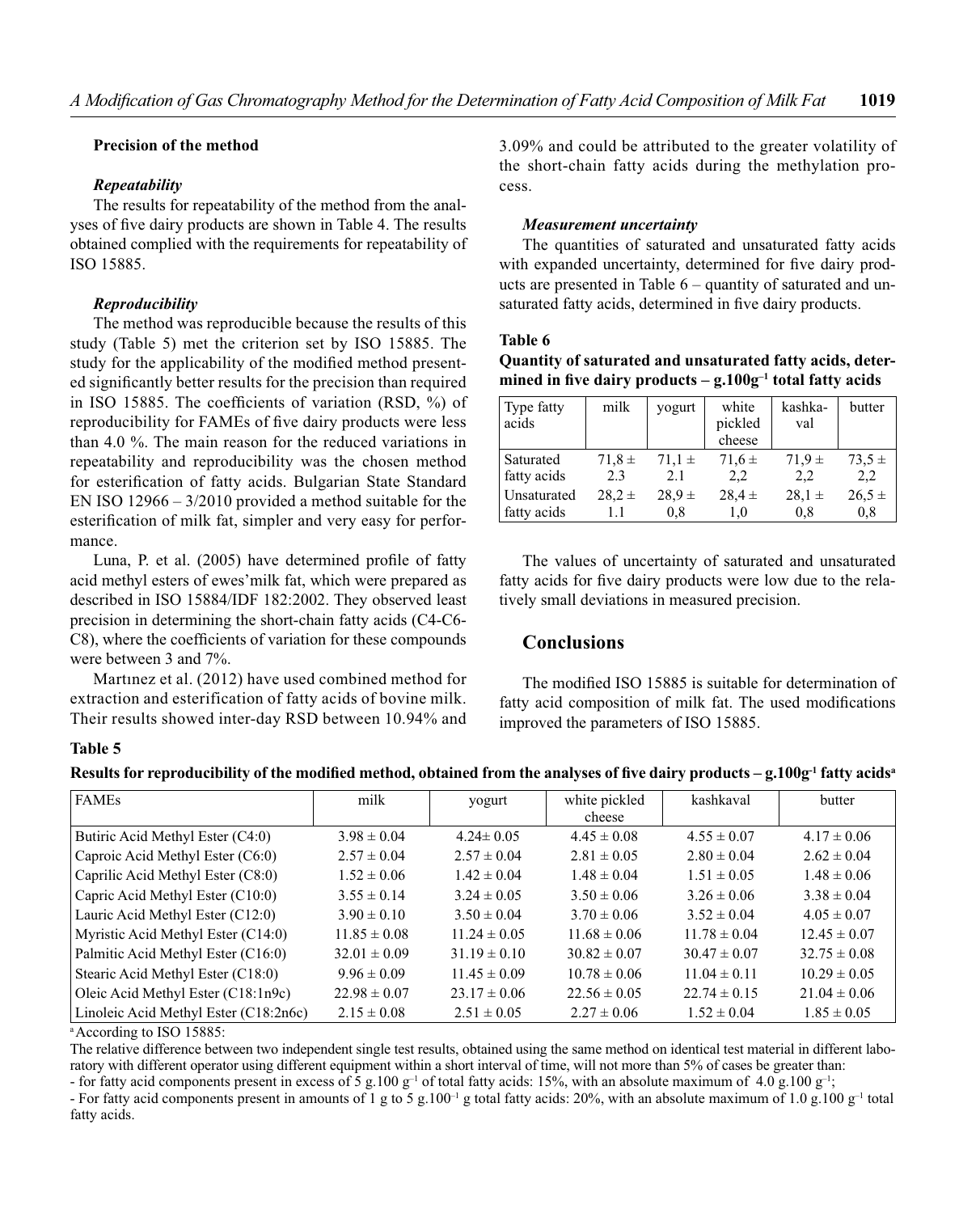### Precision of the method

#### *Repeatability*

The results for repeatability of the method from the analyses of five dairy products are shown in Table 4. The results obtained complied with the requirements for repeatability of ISO 15885.

#### *Reproducibility*

The method was reproducible because the results of this study (Table 5) met the criterion set by ISO 15885. The study for the applicability of the modified method presented significantly better results for the precision than required in ISO 15885. The coefficients of variation (RSD, %) of reproducibility for FAMEs of five dairy products were less than 4.0 %. The main reason for the reduced variations in repeatability and reproducibility was the chosen method for esterification of fatty acids. Bulgarian State Standard EN ISO 12966 – 3/2010 provided a method suitable for the esterification of milk fat, simpler and very easy for performance.

Luna, P. et al. (2005) have determined profile of fatty acid methyl esters of ewes'milk fat, which were prepared as described in ISO 15884/IDF 182:2002. They observed least precision in determining the short-chain fatty acids (C4-C6-C8), where the coefficients of variation for these compounds were between 3 and 7%.

Martınez et al. (2012) have used combined method for extraction and esterification of fatty acids of bovine milk. Their results showed inter-day RSD between 10.94% and 3.09% and could be attributed to the greater volatility of the short-chain fatty acids during the methylation process.

#### *Measurement uncertainty*

The quantities of saturated and unsaturated fatty acids with expanded uncertainty, determined for five dairy products are presented in Table 6 – quantity of saturated and unsaturated fatty acids, determined in five dairy products.

**Table 6**

**Quantity of saturated and unsaturated fatty acids, determined in five dairy products – g.100g$^{-1}$ total fatty acids**

| Type fatty acids | milk | yogurt | white pickled cheese | kashkaval | butter |
|---|---|---|---|---|---|
| Saturated fatty acids | 71,8 ± 2.3 | 71,1 ± 2.1 | 71,6 ± 2,2 | 71,9 ± 2,2 | 73,5 ± 2,2 |
| Unsaturated fatty acids | 28,2 ± 1.1 | 28,9 ± 0,8 | 28,4 ± 1,0 | 28,1 ± 0,8 | 26,5 ± 0,8 |

The values of uncertainty of saturated and unsaturated fatty acids for five dairy products were low due to the relatively small deviations in measured precision.

## Conclusions

The modified ISO 15885 is suitable for determination of fatty acid composition of milk fat. The used modifications improved the parameters of ISO 15885.

**Table 5**

**Results for reproducibility of the modified method, obtained from the analyses of five dairy products – g.100g$^{-1}$ fatty acids[a]**

| FAMEs | milk | yogurt | white pickled cheese | kashkaval | butter |
|---|---|---|---|---|---|
| Butiric Acid Methyl Ester (C4:0) | 3.98 ± 0.04 | 4.24± 0.05 | 4.45 ± 0.08 | 4.55 ± 0.07 | 4.17 ± 0.06 |
| Caproic Acid Methyl Ester (C6:0) | 2.57 ± 0.04 | 2.57 ± 0.04 | 2.81 ± 0.05 | 2.80 ± 0.04 | 2.62 ± 0.04 |
| Caprilic Acid Methyl Ester (C8:0) | 1.52 ± 0.06 | 1.42 ± 0.04 | 1.48 ± 0.04 | 1.51 ± 0.05 | 1.48 ± 0.06 |
| Capric Acid Methyl Ester (C10:0) | 3.55 ± 0.14 | 3.24 ± 0.05 | 3.50 ± 0.06 | 3.26 ± 0.06 | 3.38 ± 0.04 |
| Lauric Acid Methyl Ester (C12:0) | 3.90 ± 0.10 | 3.50 ± 0.04 | 3.70 ± 0.06 | 3.52 ± 0.04 | 4.05 ± 0.07 |
| Myristic Acid Methyl Ester (C14:0) | 11.85 ± 0.08 | 11.24 ± 0.05 | 11.68 ± 0.06 | 11.78 ± 0.04 | 12.45 ± 0.07 |
| Palmitic Acid Methyl Ester (C16:0) | 32.01 ± 0.09 | 31.19 ± 0.10 | 30.82 ± 0.07 | 30.47 ± 0.07 | 32.75 ± 0.08 |
| Stearic Acid Methyl Ester (C18:0) | 9.96 ± 0.09 | 11.45 ± 0.09 | 10.78 ± 0.06 | 11.04 ± 0.11 | 10.29 ± 0.05 |
| Oleic Acid Methyl Ester (C18:1n9c) | 22.98 ± 0.07 | 23.17 ± 0.06 | 22.56 ± 0.05 | 22.74 ± 0.15 | 21.04 ± 0.06 |
| Linoleic Acid Methyl Ester (C18:2n6c) | 2.15 ± 0.08 | 2.51 ± 0.05 | 2.27 ± 0.06 | 1.52 ± 0.04 | 1.85 ± 0.05 |

[a] According to ISO 15885:

The relative difference between two independent single test results, obtained using the same method on identical test material in different laboratory with different operator using different equipment within a short interval of time, will not more than 5% of cases be greater than:

- for fatty acid components present in excess of 5 g.100 g$^{-1}$ of total fatty acids: 15%, with an absolute maximum of 4.0 g.100 g$^{-1}$;
- For fatty acid components present in amounts of 1 g to 5 g.100$^{-1}$ g total fatty acids: 20%, with an absolute maximum of 1.0 g.100 g$^{-1}$ total fatty acids.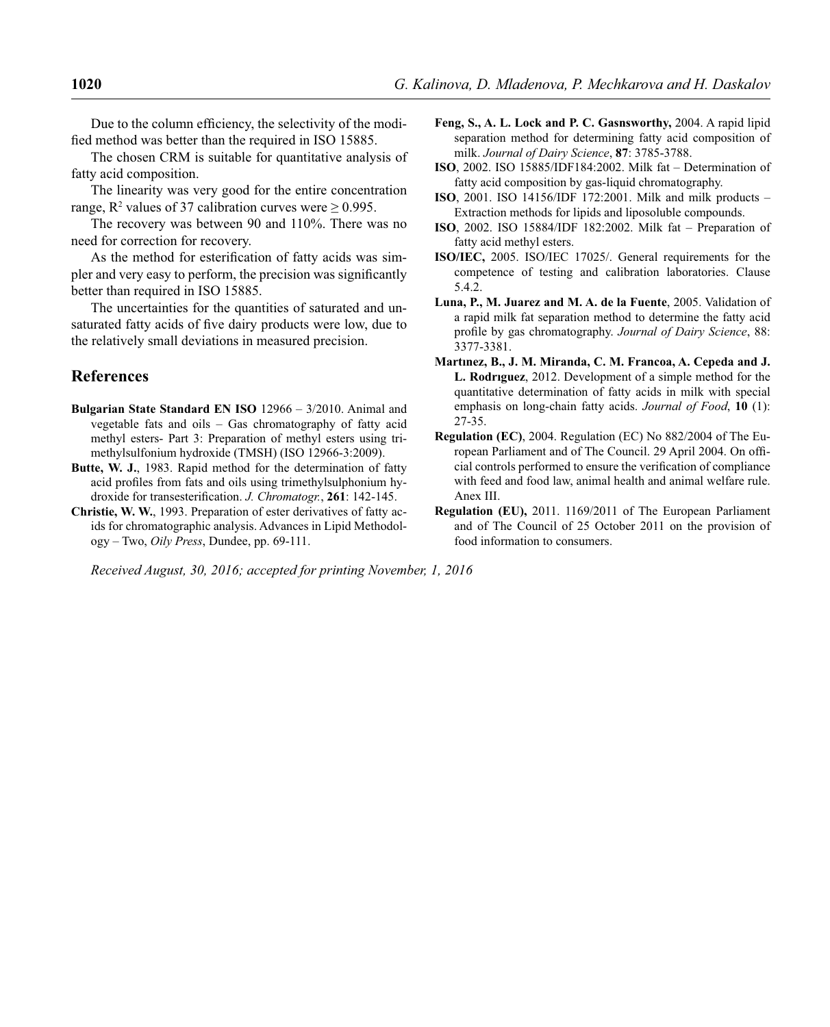Due to the column efficiency, the selectivity of the modified method was better than the required in ISO 15885.

The chosen CRM is suitable for quantitative analysis of fatty acid composition.

The linearity was very good for the entire concentration range, $R^2$ values of 37 calibration curves were ≥ 0.995.

The recovery was between 90 and 110%. There was no need for correction for recovery.

As the method for esterification of fatty acids was simpler and very easy to perform, the precision was significantly better than required in ISO 15885.

The uncertainties for the quantities of saturated and unsaturated fatty acids of five dairy products were low, due to the relatively small deviations in measured precision.

## References

**Bulgarian State Standard EN ISO** 12966 – 3/2010. Animal and vegetable fats and oils – Gas chromatography of fatty acid methyl esters- Part 3: Preparation of methyl esters using trimethylsulfonium hydroxide (TMSH) (ISO 12966-3:2009).

**Butte, W. J.**, 1983. Rapid method for the determination of fatty acid profiles from fats and oils using trimethylsulphonium hydroxide for transesterification. *J. Chromatogr.*, **261**: 142-145.

**Christie, W. W.**, 1993. Preparation of ester derivatives of fatty acids for chromatographic analysis. Advances in Lipid Methodology – Two, *Oily Press*, Dundee, pp. 69-111.

**Feng, S., A. L. Lock and P. C. Gasnsworthy,** 2004. A rapid lipid separation method for determining fatty acid composition of milk. *Journal of Dairy Science*, **87**: 3785-3788.

**ISO**, 2002. ISO 15885/IDF184:2002. Milk fat – Determination of fatty acid composition by gas-liquid chromatography.

**ISO**, 2001. ISO 14156/IDF 172:2001. Milk and milk products – Extraction methods for lipids and liposoluble compounds.

**ISO**, 2002. ISO 15884/IDF 182:2002. Milk fat – Preparation of fatty acid methyl esters.

**ISO/IEC,** 2005. ISO/IEC 17025/. General requirements for the competence of testing and calibration laboratories. Clause 5.4.2.

**Luna, P., M. Juarez and M. A. de la Fuente**, 2005. Validation of a rapid milk fat separation method to determine the fatty acid profile by gas chromatography. *Journal of Dairy Science*, 88: 3377-3381.

**Martınez, B., J. M. Miranda, C. M. Francoa, A. Cepeda and J. L. Rodrıguez**, 2012. Development of a simple method for the quantitative determination of fatty acids in milk with special emphasis on long-chain fatty acids. *Journal of Food*, **10** (1): 27-35.

**Regulation (EC)**, 2004. Regulation (EC) No 882/2004 of The European Parliament and of The Council. 29 April 2004. On official controls performed to ensure the verification of compliance with feed and food law, animal health and animal welfare rule. Anex III.

**Regulation (EU),** 2011. 1169/2011 of The European Parliament and of The Council of 25 October 2011 on the provision of food information to consumers.

*Received August, 30, 2016; accepted for printing November, 1, 2016*